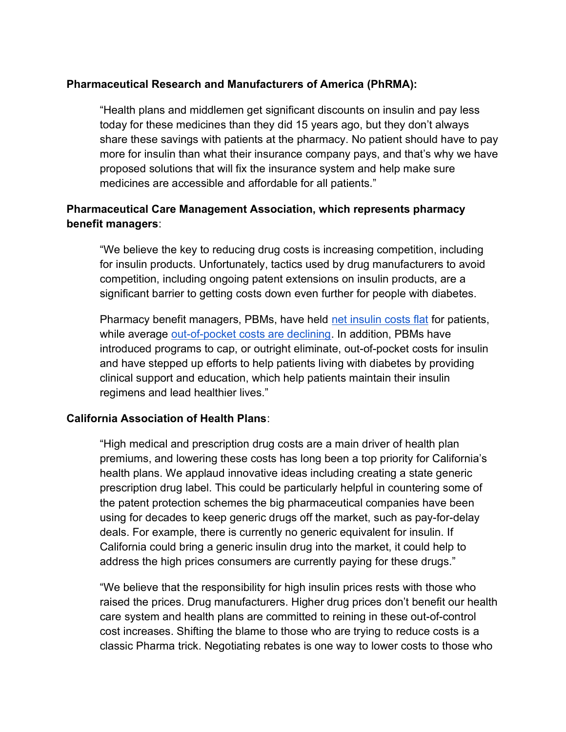**Pharmaceutical Research and Manufacturers of America (PhRMA):**

> "Health plans and middlemen get significant discounts on insulin and pay less today for these medicines than they did 15 years ago, but they don't always share these savings with patients at the pharmacy. No patient should have to pay more for insulin than what their insurance company pays, and that's why we have proposed solutions that will fix the insurance system and help make sure medicines are accessible and affordable for all patients."

**Pharmaceutical Care Management Association, which represents pharmacy benefit managers**:

> "We believe the key to reducing drug costs is increasing competition, including for insulin products. Unfortunately, tactics used by drug manufacturers to avoid competition, including ongoing patent extensions on insulin products, are a significant barrier to getting costs down even further for people with diabetes.
>
> Pharmacy benefit managers, PBMs, have held net insulin costs flat for patients, while average out-of-pocket costs are declining. In addition, PBMs have introduced programs to cap, or outright eliminate, out-of-pocket costs for insulin and have stepped up efforts to help patients living with diabetes by providing clinical support and education, which help patients maintain their insulin regimens and lead healthier lives."

**California Association of Health Plans**:

> "High medical and prescription drug costs are a main driver of health plan premiums, and lowering these costs has long been a top priority for California's health plans. We applaud innovative ideas including creating a state generic prescription drug label. This could be particularly helpful in countering some of the patent protection schemes the big pharmaceutical companies have been using for decades to keep generic drugs off the market, such as pay-for-delay deals. For example, there is currently no generic equivalent for insulin. If California could bring a generic insulin drug into the market, it could help to address the high prices consumers are currently paying for these drugs."
>
> "We believe that the responsibility for high insulin prices rests with those who raised the prices. Drug manufacturers. Higher drug prices don't benefit our health care system and health plans are committed to reining in these out-of-control cost increases. Shifting the blame to those who are trying to reduce costs is a classic Pharma trick. Negotiating rebates is one way to lower costs to those who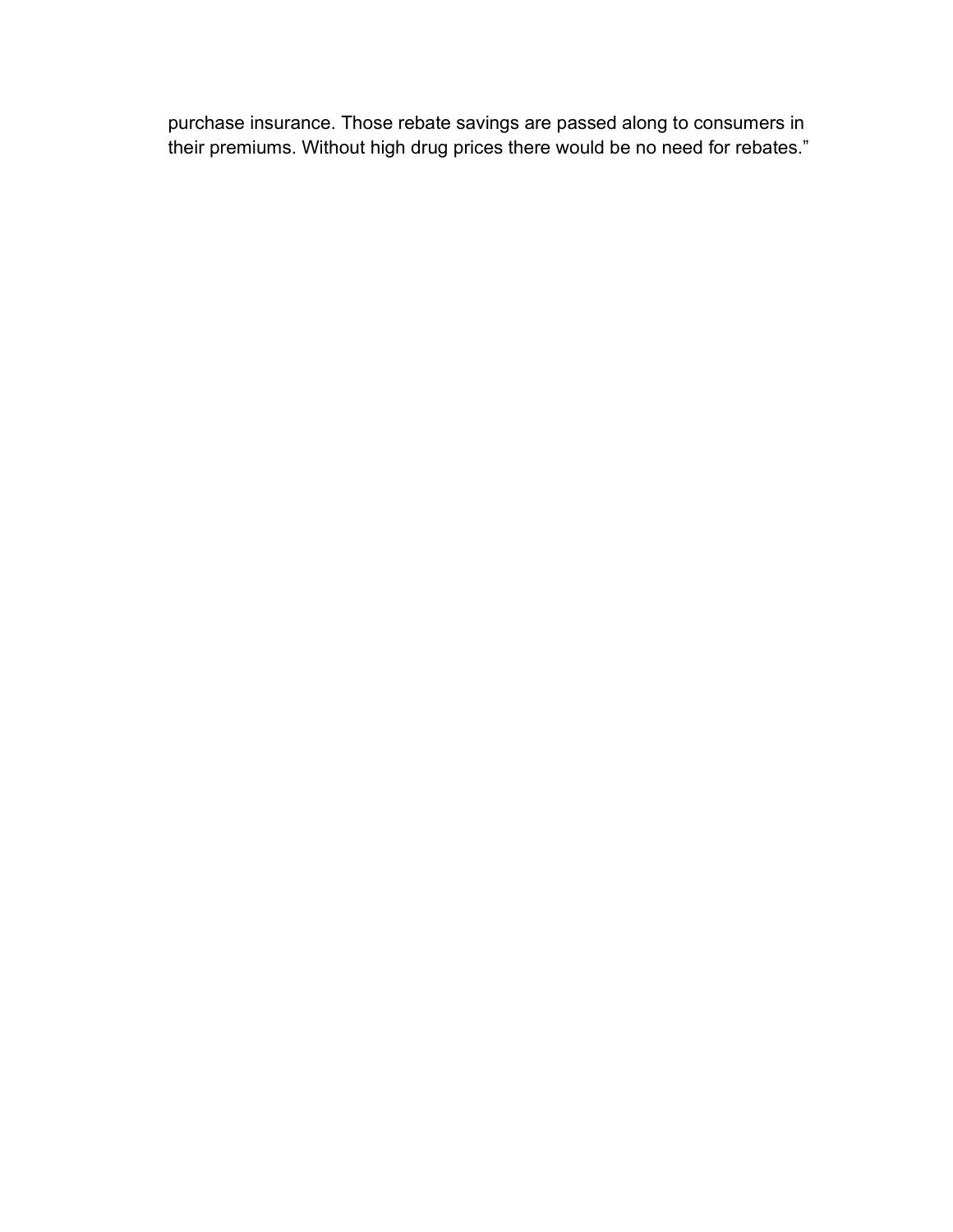purchase insurance. Those rebate savings are passed along to consumers in their premiums. Without high drug prices there would be no need for rebates."